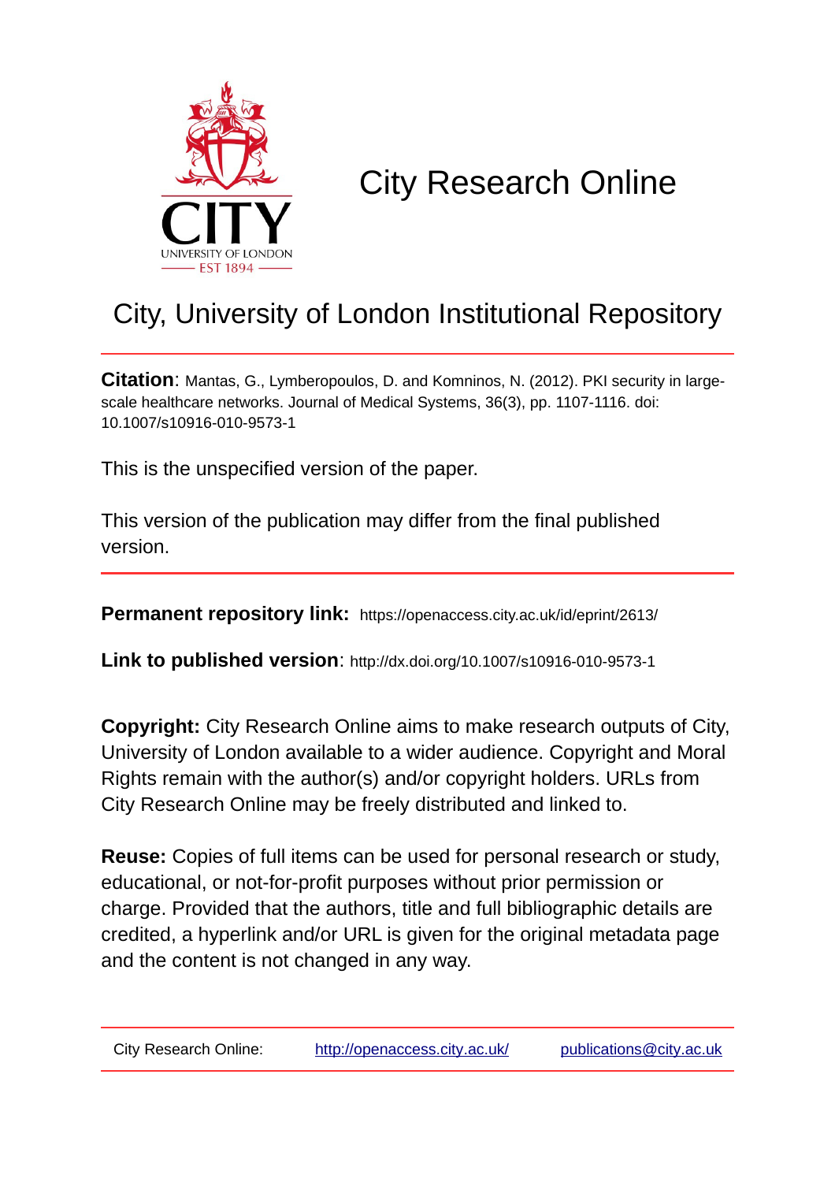# City Research Online

## City, University of London Institutional Repository

**Citation**: Mantas, G., Lymberopoulos, D. and Komninos, N. (2012). PKI security in large-scale healthcare networks. Journal of Medical Systems, 36(3), pp. 1107-1116. doi: 10.1007/s10916-010-9573-1

This is the unspecified version of the paper.

This version of the publication may differ from the final published version.

**Permanent repository link:** https://openaccess.city.ac.uk/id/eprint/2613/

**Link to published version**: http://dx.doi.org/10.1007/s10916-010-9573-1

**Copyright:** City Research Online aims to make research outputs of City, University of London available to a wider audience. Copyright and Moral Rights remain with the author(s) and/or copyright holders. URLs from City Research Online may be freely distributed and linked to.

**Reuse:** Copies of full items can be used for personal research or study, educational, or not-for-profit purposes without prior permission or charge. Provided that the authors, title and full bibliographic details are credited, a hyperlink and/or URL is given for the original metadata page and the content is not changed in any way.

City Research Online: http://openaccess.city.ac.uk/ publications@city.ac.uk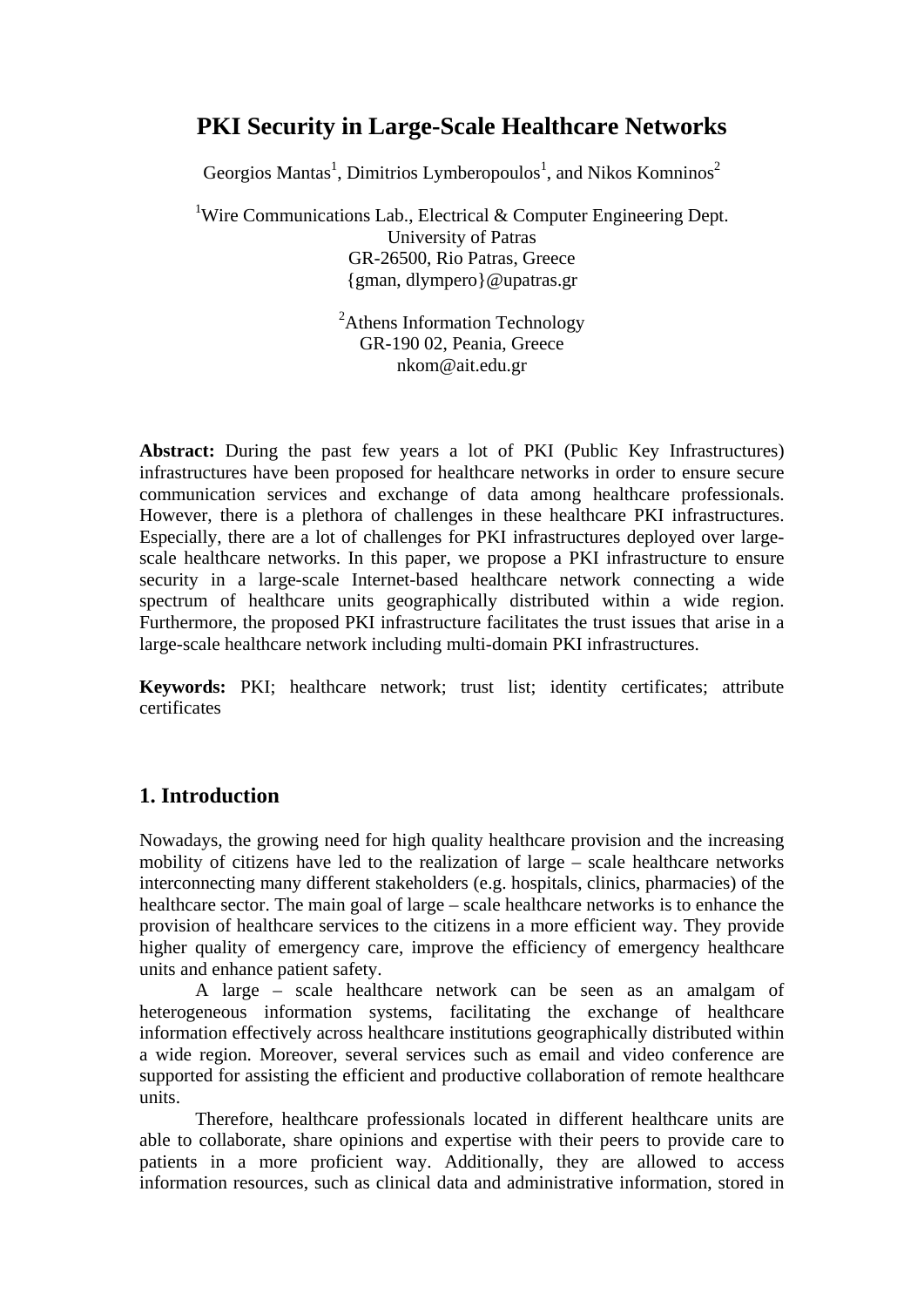# PKI Security in Large-Scale Healthcare Networks

Georgios Mantas[1], Dimitrios Lymberopoulos[1], and Nikos Komninos[2]

[1]Wire Communications Lab., Electrical & Computer Engineering Dept.
University of Patras
GR-26500, Rio Patras, Greece
{gman, dlympero}@upatras.gr

[2]Athens Information Technology
GR-190 02, Peania, Greece
nkom@ait.edu.gr

**Abstract:** During the past few years a lot of PKI (Public Key Infrastructures) infrastructures have been proposed for healthcare networks in order to ensure secure communication services and exchange of data among healthcare professionals. However, there is a plethora of challenges in these healthcare PKI infrastructures. Especially, there are a lot of challenges for PKI infrastructures deployed over large-scale healthcare networks. In this paper, we propose a PKI infrastructure to ensure security in a large-scale Internet-based healthcare network connecting a wide spectrum of healthcare units geographically distributed within a wide region. Furthermore, the proposed PKI infrastructure facilitates the trust issues that arise in a large-scale healthcare network including multi-domain PKI infrastructures.

**Keywords:** PKI; healthcare network; trust list; identity certificates; attribute certificates

## 1. Introduction

Nowadays, the growing need for high quality healthcare provision and the increasing mobility of citizens have led to the realization of large – scale healthcare networks interconnecting many different stakeholders (e.g. hospitals, clinics, pharmacies) of the healthcare sector. The main goal of large – scale healthcare networks is to enhance the provision of healthcare services to the citizens in a more efficient way. They provide higher quality of emergency care, improve the efficiency of emergency healthcare units and enhance patient safety.

A large – scale healthcare network can be seen as an amalgam of heterogeneous information systems, facilitating the exchange of healthcare information effectively across healthcare institutions geographically distributed within a wide region. Moreover, several services such as email and video conference are supported for assisting the efficient and productive collaboration of remote healthcare units.

Therefore, healthcare professionals located in different healthcare units are able to collaborate, share opinions and expertise with their peers to provide care to patients in a more proficient way. Additionally, they are allowed to access information resources, such as clinical data and administrative information, stored in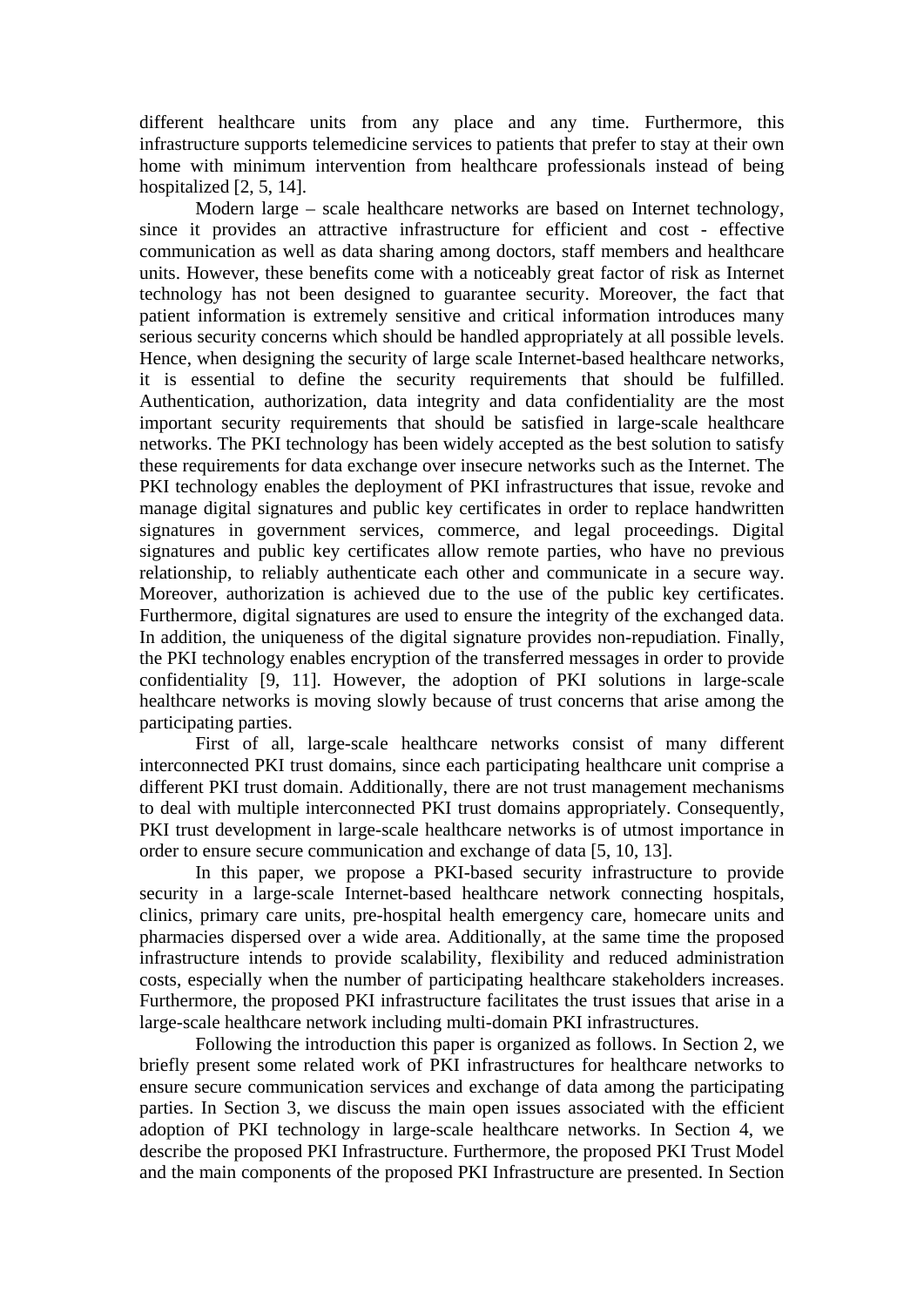different healthcare units from any place and any time. Furthermore, this infrastructure supports telemedicine services to patients that prefer to stay at their own home with minimum intervention from healthcare professionals instead of being hospitalized [2, 5, 14].

Modern large – scale healthcare networks are based on Internet technology, since it provides an attractive infrastructure for efficient and cost - effective communication as well as data sharing among doctors, staff members and healthcare units. However, these benefits come with a noticeably great factor of risk as Internet technology has not been designed to guarantee security. Moreover, the fact that patient information is extremely sensitive and critical information introduces many serious security concerns which should be handled appropriately at all possible levels. Hence, when designing the security of large scale Internet-based healthcare networks, it is essential to define the security requirements that should be fulfilled. Authentication, authorization, data integrity and data confidentiality are the most important security requirements that should be satisfied in large-scale healthcare networks. The PKI technology has been widely accepted as the best solution to satisfy these requirements for data exchange over insecure networks such as the Internet. The PKI technology enables the deployment of PKI infrastructures that issue, revoke and manage digital signatures and public key certificates in order to replace handwritten signatures in government services, commerce, and legal proceedings. Digital signatures and public key certificates allow remote parties, who have no previous relationship, to reliably authenticate each other and communicate in a secure way. Moreover, authorization is achieved due to the use of the public key certificates. Furthermore, digital signatures are used to ensure the integrity of the exchanged data. In addition, the uniqueness of the digital signature provides non-repudiation. Finally, the PKI technology enables encryption of the transferred messages in order to provide confidentiality [9, 11]. However, the adoption of PKI solutions in large-scale healthcare networks is moving slowly because of trust concerns that arise among the participating parties.

First of all, large-scale healthcare networks consist of many different interconnected PKI trust domains, since each participating healthcare unit comprise a different PKI trust domain. Additionally, there are not trust management mechanisms to deal with multiple interconnected PKI trust domains appropriately. Consequently, PKI trust development in large-scale healthcare networks is of utmost importance in order to ensure secure communication and exchange of data [5, 10, 13].

In this paper, we propose a PKI-based security infrastructure to provide security in a large-scale Internet-based healthcare network connecting hospitals, clinics, primary care units, pre-hospital health emergency care, homecare units and pharmacies dispersed over a wide area. Additionally, at the same time the proposed infrastructure intends to provide scalability, flexibility and reduced administration costs, especially when the number of participating healthcare stakeholders increases. Furthermore, the proposed PKI infrastructure facilitates the trust issues that arise in a large-scale healthcare network including multi-domain PKI infrastructures.

Following the introduction this paper is organized as follows. In Section 2, we briefly present some related work of PKI infrastructures for healthcare networks to ensure secure communication services and exchange of data among the participating parties. In Section 3, we discuss the main open issues associated with the efficient adoption of PKI technology in large-scale healthcare networks. In Section 4, we describe the proposed PKI Infrastructure. Furthermore, the proposed PKI Trust Model and the main components of the proposed PKI Infrastructure are presented. In Section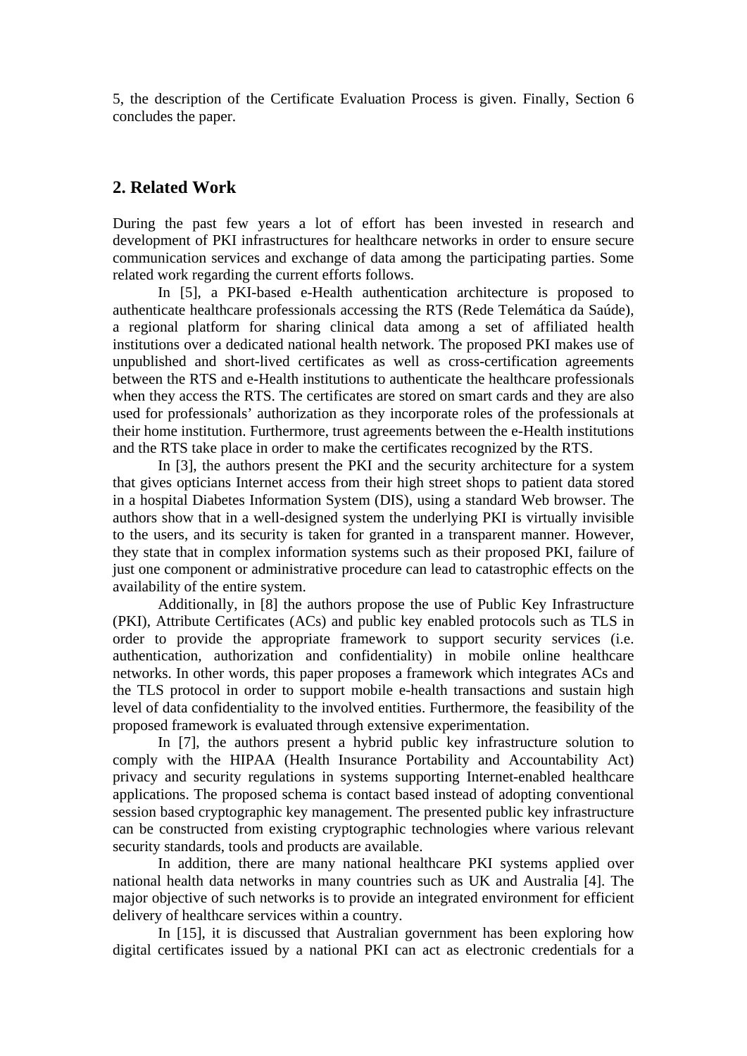5, the description of the Certificate Evaluation Process is given. Finally, Section 6 concludes the paper.

## 2. Related Work

During the past few years a lot of effort has been invested in research and development of PKI infrastructures for healthcare networks in order to ensure secure communication services and exchange of data among the participating parties. Some related work regarding the current efforts follows.

In [5], a PKI-based e-Health authentication architecture is proposed to authenticate healthcare professionals accessing the RTS (Rede Telemática da Saúde), a regional platform for sharing clinical data among a set of affiliated health institutions over a dedicated national health network. The proposed PKI makes use of unpublished and short-lived certificates as well as cross-certification agreements between the RTS and e-Health institutions to authenticate the healthcare professionals when they access the RTS. The certificates are stored on smart cards and they are also used for professionals' authorization as they incorporate roles of the professionals at their home institution. Furthermore, trust agreements between the e-Health institutions and the RTS take place in order to make the certificates recognized by the RTS.

In [3], the authors present the PKI and the security architecture for a system that gives opticians Internet access from their high street shops to patient data stored in a hospital Diabetes Information System (DIS), using a standard Web browser. The authors show that in a well-designed system the underlying PKI is virtually invisible to the users, and its security is taken for granted in a transparent manner. However, they state that in complex information systems such as their proposed PKI, failure of just one component or administrative procedure can lead to catastrophic effects on the availability of the entire system.

Additionally, in [8] the authors propose the use of Public Key Infrastructure (PKI), Attribute Certificates (ACs) and public key enabled protocols such as TLS in order to provide the appropriate framework to support security services (i.e. authentication, authorization and confidentiality) in mobile online healthcare networks. In other words, this paper proposes a framework which integrates ACs and the TLS protocol in order to support mobile e-health transactions and sustain high level of data confidentiality to the involved entities. Furthermore, the feasibility of the proposed framework is evaluated through extensive experimentation.

In [7], the authors present a hybrid public key infrastructure solution to comply with the HIPAA (Health Insurance Portability and Accountability Act) privacy and security regulations in systems supporting Internet-enabled healthcare applications. The proposed schema is contact based instead of adopting conventional session based cryptographic key management. The presented public key infrastructure can be constructed from existing cryptographic technologies where various relevant security standards, tools and products are available.

In addition, there are many national healthcare PKI systems applied over national health data networks in many countries such as UK and Australia [4]. The major objective of such networks is to provide an integrated environment for efficient delivery of healthcare services within a country.

In [15], it is discussed that Australian government has been exploring how digital certificates issued by a national PKI can act as electronic credentials for a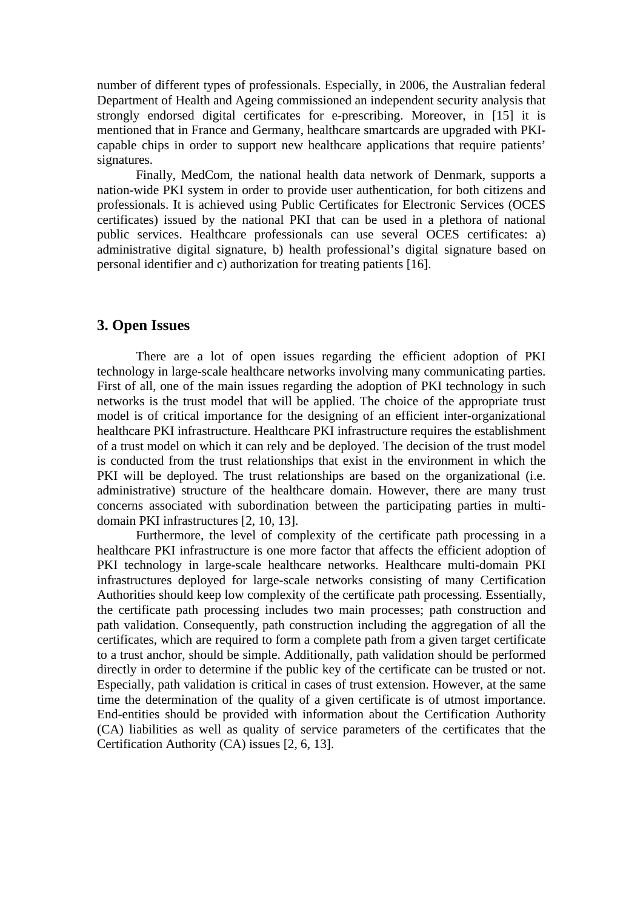number of different types of professionals. Especially, in 2006, the Australian federal Department of Health and Ageing commissioned an independent security analysis that strongly endorsed digital certificates for e-prescribing. Moreover, in [15] it is mentioned that in France and Germany, healthcare smartcards are upgraded with PKI-capable chips in order to support new healthcare applications that require patients' signatures.

Finally, MedCom, the national health data network of Denmark, supports a nation-wide PKI system in order to provide user authentication, for both citizens and professionals. It is achieved using Public Certificates for Electronic Services (OCES certificates) issued by the national PKI that can be used in a plethora of national public services. Healthcare professionals can use several OCES certificates: a) administrative digital signature, b) health professional's digital signature based on personal identifier and c) authorization for treating patients [16].

## 3. Open Issues

There are a lot of open issues regarding the efficient adoption of PKI technology in large-scale healthcare networks involving many communicating parties. First of all, one of the main issues regarding the adoption of PKI technology in such networks is the trust model that will be applied. The choice of the appropriate trust model is of critical importance for the designing of an efficient inter-organizational healthcare PKI infrastructure. Healthcare PKI infrastructure requires the establishment of a trust model on which it can rely and be deployed. The decision of the trust model is conducted from the trust relationships that exist in the environment in which the PKI will be deployed. The trust relationships are based on the organizational (i.e. administrative) structure of the healthcare domain. However, there are many trust concerns associated with subordination between the participating parties in multi-domain PKI infrastructures [2, 10, 13].

Furthermore, the level of complexity of the certificate path processing in a healthcare PKI infrastructure is one more factor that affects the efficient adoption of PKI technology in large-scale healthcare networks. Healthcare multi-domain PKI infrastructures deployed for large-scale networks consisting of many Certification Authorities should keep low complexity of the certificate path processing. Essentially, the certificate path processing includes two main processes; path construction and path validation. Consequently, path construction including the aggregation of all the certificates, which are required to form a complete path from a given target certificate to a trust anchor, should be simple. Additionally, path validation should be performed directly in order to determine if the public key of the certificate can be trusted or not. Especially, path validation is critical in cases of trust extension. However, at the same time the determination of the quality of a given certificate is of utmost importance. End-entities should be provided with information about the Certification Authority (CA) liabilities as well as quality of service parameters of the certificates that the Certification Authority (CA) issues [2, 6, 13].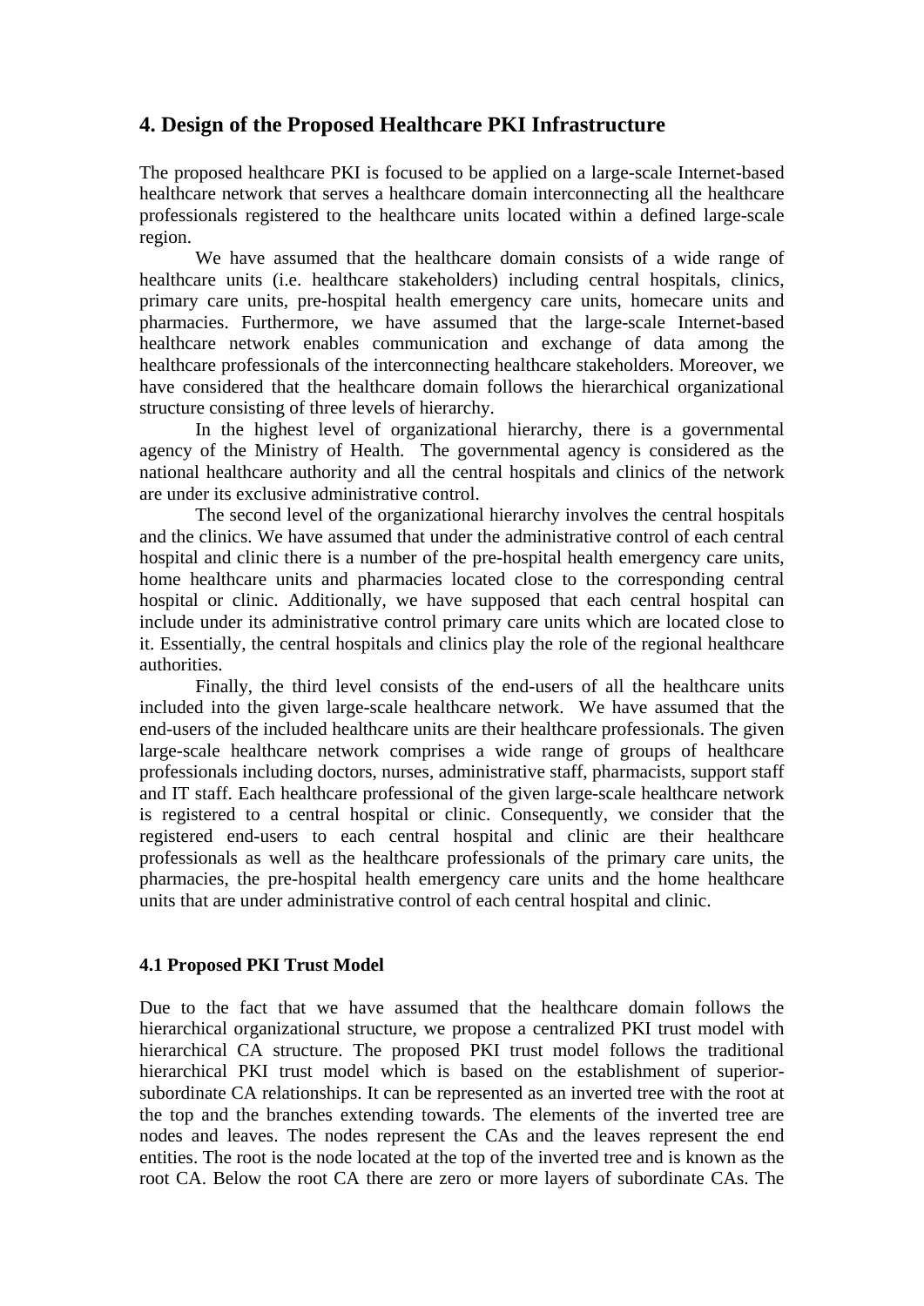## 4. Design of the Proposed Healthcare PKI Infrastructure

The proposed healthcare PKI is focused to be applied on a large-scale Internet-based healthcare network that serves a healthcare domain interconnecting all the healthcare professionals registered to the healthcare units located within a defined large-scale region.

We have assumed that the healthcare domain consists of a wide range of healthcare units (i.e. healthcare stakeholders) including central hospitals, clinics, primary care units, pre-hospital health emergency care units, homecare units and pharmacies. Furthermore, we have assumed that the large-scale Internet-based healthcare network enables communication and exchange of data among the healthcare professionals of the interconnecting healthcare stakeholders. Moreover, we have considered that the healthcare domain follows the hierarchical organizational structure consisting of three levels of hierarchy.

In the highest level of organizational hierarchy, there is a governmental agency of the Ministry of Health. The governmental agency is considered as the national healthcare authority and all the central hospitals and clinics of the network are under its exclusive administrative control.

The second level of the organizational hierarchy involves the central hospitals and the clinics. We have assumed that under the administrative control of each central hospital and clinic there is a number of the pre-hospital health emergency care units, home healthcare units and pharmacies located close to the corresponding central hospital or clinic. Additionally, we have supposed that each central hospital can include under its administrative control primary care units which are located close to it. Essentially, the central hospitals and clinics play the role of the regional healthcare authorities.

Finally, the third level consists of the end-users of all the healthcare units included into the given large-scale healthcare network. We have assumed that the end-users of the included healthcare units are their healthcare professionals. The given large-scale healthcare network comprises a wide range of groups of healthcare professionals including doctors, nurses, administrative staff, pharmacists, support staff and IT staff. Each healthcare professional of the given large-scale healthcare network is registered to a central hospital or clinic. Consequently, we consider that the registered end-users to each central hospital and clinic are their healthcare professionals as well as the healthcare professionals of the primary care units, the pharmacies, the pre-hospital health emergency care units and the home healthcare units that are under administrative control of each central hospital and clinic.

### 4.1 Proposed PKI Trust Model

Due to the fact that we have assumed that the healthcare domain follows the hierarchical organizational structure, we propose a centralized PKI trust model with hierarchical CA structure. The proposed PKI trust model follows the traditional hierarchical PKI trust model which is based on the establishment of superior-subordinate CA relationships. It can be represented as an inverted tree with the root at the top and the branches extending towards. The elements of the inverted tree are nodes and leaves. The nodes represent the CAs and the leaves represent the end entities. The root is the node located at the top of the inverted tree and is known as the root CA. Below the root CA there are zero or more layers of subordinate CAs. The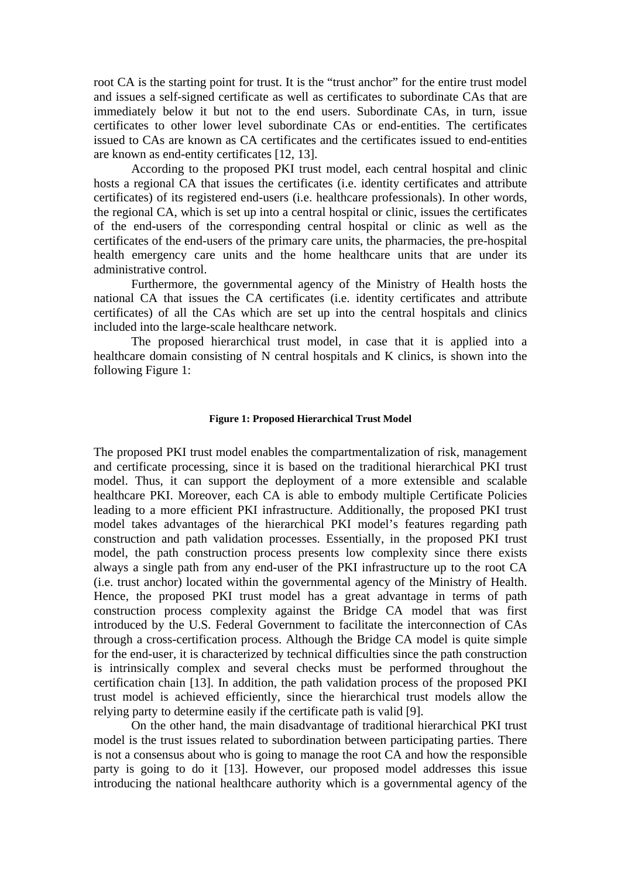root CA is the starting point for trust. It is the "trust anchor" for the entire trust model and issues a self-signed certificate as well as certificates to subordinate CAs that are immediately below it but not to the end users. Subordinate CAs, in turn, issue certificates to other lower level subordinate CAs or end-entities. The certificates issued to CAs are known as CA certificates and the certificates issued to end-entities are known as end-entity certificates [12, 13].

According to the proposed PKI trust model, each central hospital and clinic hosts a regional CA that issues the certificates (i.e. identity certificates and attribute certificates) of its registered end-users (i.e. healthcare professionals). In other words, the regional CA, which is set up into a central hospital or clinic, issues the certificates of the end-users of the corresponding central hospital or clinic as well as the certificates of the end-users of the primary care units, the pharmacies, the pre-hospital health emergency care units and the home healthcare units that are under its administrative control.

Furthermore, the governmental agency of the Ministry of Health hosts the national CA that issues the CA certificates (i.e. identity certificates and attribute certificates) of all the CAs which are set up into the central hospitals and clinics included into the large-scale healthcare network.

The proposed hierarchical trust model, in case that it is applied into a healthcare domain consisting of N central hospitals and K clinics, is shown into the following Figure 1:

**Figure 1: Proposed Hierarchical Trust Model**

The proposed PKI trust model enables the compartmentalization of risk, management and certificate processing, since it is based on the traditional hierarchical PKI trust model. Thus, it can support the deployment of a more extensible and scalable healthcare PKI. Moreover, each CA is able to embody multiple Certificate Policies leading to a more efficient PKI infrastructure. Additionally, the proposed PKI trust model takes advantages of the hierarchical PKI model's features regarding path construction and path validation processes. Essentially, in the proposed PKI trust model, the path construction process presents low complexity since there exists always a single path from any end-user of the PKI infrastructure up to the root CA (i.e. trust anchor) located within the governmental agency of the Ministry of Health. Hence, the proposed PKI trust model has a great advantage in terms of path construction process complexity against the Bridge CA model that was first introduced by the U.S. Federal Government to facilitate the interconnection of CAs through a cross-certification process. Although the Bridge CA model is quite simple for the end-user, it is characterized by technical difficulties since the path construction is intrinsically complex and several checks must be performed throughout the certification chain [13]. In addition, the path validation process of the proposed PKI trust model is achieved efficiently, since the hierarchical trust models allow the relying party to determine easily if the certificate path is valid [9].

On the other hand, the main disadvantage of traditional hierarchical PKI trust model is the trust issues related to subordination between participating parties. There is not a consensus about who is going to manage the root CA and how the responsible party is going to do it [13]. However, our proposed model addresses this issue introducing the national healthcare authority which is a governmental agency of the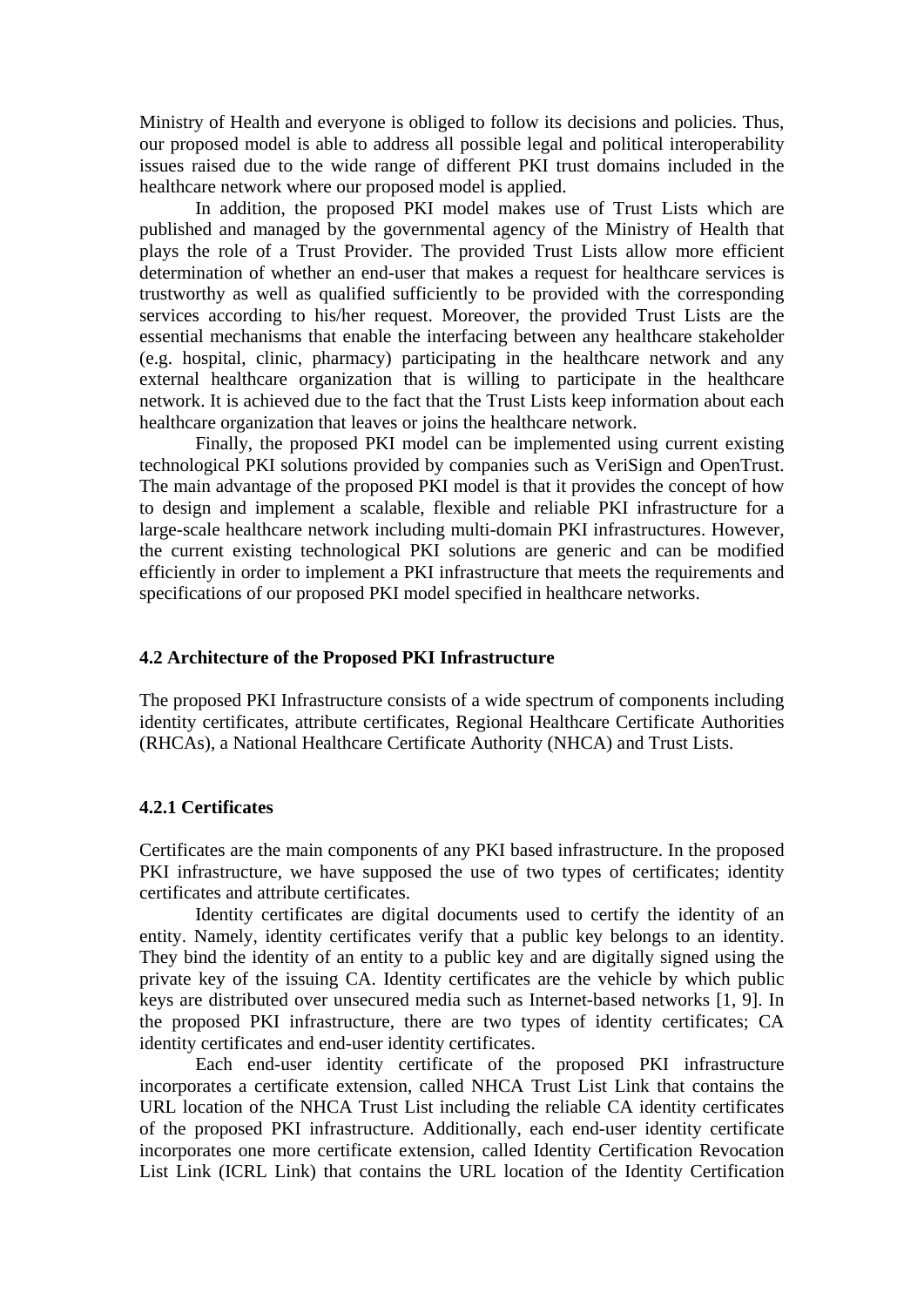Ministry of Health and everyone is obliged to follow its decisions and policies. Thus, our proposed model is able to address all possible legal and political interoperability issues raised due to the wide range of different PKI trust domains included in the healthcare network where our proposed model is applied.

In addition, the proposed PKI model makes use of Trust Lists which are published and managed by the governmental agency of the Ministry of Health that plays the role of a Trust Provider. The provided Trust Lists allow more efficient determination of whether an end-user that makes a request for healthcare services is trustworthy as well as qualified sufficiently to be provided with the corresponding services according to his/her request. Moreover, the provided Trust Lists are the essential mechanisms that enable the interfacing between any healthcare stakeholder (e.g. hospital, clinic, pharmacy) participating in the healthcare network and any external healthcare organization that is willing to participate in the healthcare network. It is achieved due to the fact that the Trust Lists keep information about each healthcare organization that leaves or joins the healthcare network.

Finally, the proposed PKI model can be implemented using current existing technological PKI solutions provided by companies such as VeriSign and OpenTrust. The main advantage of the proposed PKI model is that it provides the concept of how to design and implement a scalable, flexible and reliable PKI infrastructure for a large-scale healthcare network including multi-domain PKI infrastructures. However, the current existing technological PKI solutions are generic and can be modified efficiently in order to implement a PKI infrastructure that meets the requirements and specifications of our proposed PKI model specified in healthcare networks.

### 4.2 Architecture of the Proposed PKI Infrastructure

The proposed PKI Infrastructure consists of a wide spectrum of components including identity certificates, attribute certificates, Regional Healthcare Certificate Authorities (RHCAs), a National Healthcare Certificate Authority (NHCA) and Trust Lists.

#### 4.2.1 Certificates

Certificates are the main components of any PKI based infrastructure. In the proposed PKI infrastructure, we have supposed the use of two types of certificates; identity certificates and attribute certificates.

Identity certificates are digital documents used to certify the identity of an entity. Namely, identity certificates verify that a public key belongs to an identity. They bind the identity of an entity to a public key and are digitally signed using the private key of the issuing CA. Identity certificates are the vehicle by which public keys are distributed over unsecured media such as Internet-based networks [1, 9]. In the proposed PKI infrastructure, there are two types of identity certificates; CA identity certificates and end-user identity certificates.

Each end-user identity certificate of the proposed PKI infrastructure incorporates a certificate extension, called NHCA Trust List Link that contains the URL location of the NHCA Trust List including the reliable CA identity certificates of the proposed PKI infrastructure. Additionally, each end-user identity certificate incorporates one more certificate extension, called Identity Certification Revocation List Link (ICRL Link) that contains the URL location of the Identity Certification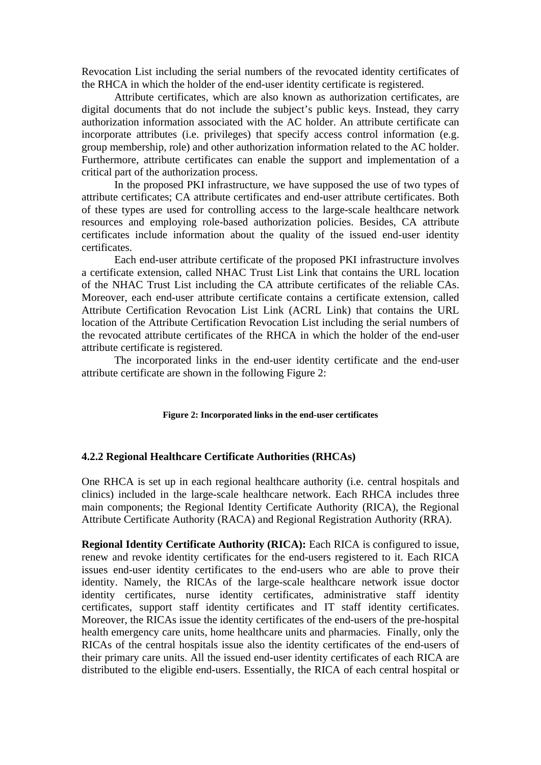Revocation List including the serial numbers of the revocated identity certificates of the RHCA in which the holder of the end-user identity certificate is registered.

Attribute certificates, which are also known as authorization certificates, are digital documents that do not include the subject's public keys. Instead, they carry authorization information associated with the AC holder. An attribute certificate can incorporate attributes (i.e. privileges) that specify access control information (e.g. group membership, role) and other authorization information related to the AC holder. Furthermore, attribute certificates can enable the support and implementation of a critical part of the authorization process.

In the proposed PKI infrastructure, we have supposed the use of two types of attribute certificates; CA attribute certificates and end-user attribute certificates. Both of these types are used for controlling access to the large-scale healthcare network resources and employing role-based authorization policies. Besides, CA attribute certificates include information about the quality of the issued end-user identity certificates.

Each end-user attribute certificate of the proposed PKI infrastructure involves a certificate extension, called NHAC Trust List Link that contains the URL location of the NHAC Trust List including the CA attribute certificates of the reliable CAs. Moreover, each end-user attribute certificate contains a certificate extension, called Attribute Certification Revocation List Link (ACRL Link) that contains the URL location of the Attribute Certification Revocation List including the serial numbers of the revocated attribute certificates of the RHCA in which the holder of the end-user attribute certificate is registered.

The incorporated links in the end-user identity certificate and the end-user attribute certificate are shown in the following Figure 2:

**Figure 2: Incorporated links in the end-user certificates**

### 4.2.2 Regional Healthcare Certificate Authorities (RHCAs)

One RHCA is set up in each regional healthcare authority (i.e. central hospitals and clinics) included in the large-scale healthcare network. Each RHCA includes three main components; the Regional Identity Certificate Authority (RICA), the Regional Attribute Certificate Authority (RACA) and Regional Registration Authority (RRA).

**Regional Identity Certificate Authority (RICA):** Each RICA is configured to issue, renew and revoke identity certificates for the end-users registered to it. Each RICA issues end-user identity certificates to the end-users who are able to prove their identity. Namely, the RICAs of the large-scale healthcare network issue doctor identity certificates, nurse identity certificates, administrative staff identity certificates, support staff identity certificates and IT staff identity certificates. Moreover, the RICAs issue the identity certificates of the end-users of the pre-hospital health emergency care units, home healthcare units and pharmacies. Finally, only the RICAs of the central hospitals issue also the identity certificates of the end-users of their primary care units. All the issued end-user identity certificates of each RICA are distributed to the eligible end-users. Essentially, the RICA of each central hospital or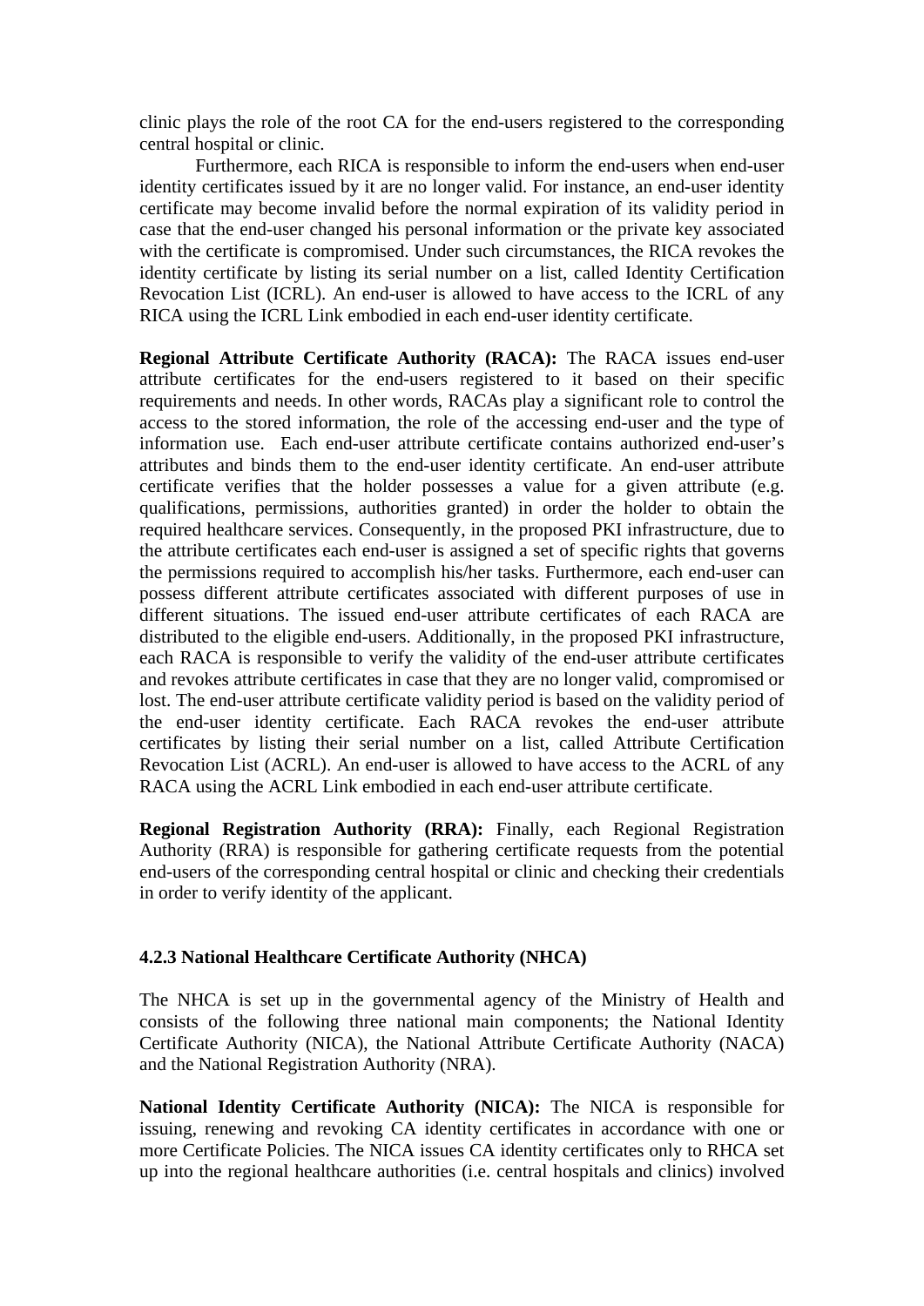clinic plays the role of the root CA for the end-users registered to the corresponding central hospital or clinic.

Furthermore, each RICA is responsible to inform the end-users when end-user identity certificates issued by it are no longer valid. For instance, an end-user identity certificate may become invalid before the normal expiration of its validity period in case that the end-user changed his personal information or the private key associated with the certificate is compromised. Under such circumstances, the RICA revokes the identity certificate by listing its serial number on a list, called Identity Certification Revocation List (ICRL). An end-user is allowed to have access to the ICRL of any RICA using the ICRL Link embodied in each end-user identity certificate.

**Regional Attribute Certificate Authority (RACA):** The RACA issues end-user attribute certificates for the end-users registered to it based on their specific requirements and needs. In other words, RACAs play a significant role to control the access to the stored information, the role of the accessing end-user and the type of information use. Each end-user attribute certificate contains authorized end-user's attributes and binds them to the end-user identity certificate. An end-user attribute certificate verifies that the holder possesses a value for a given attribute (e.g. qualifications, permissions, authorities granted) in order the holder to obtain the required healthcare services. Consequently, in the proposed PKI infrastructure, due to the attribute certificates each end-user is assigned a set of specific rights that governs the permissions required to accomplish his/her tasks. Furthermore, each end-user can possess different attribute certificates associated with different purposes of use in different situations. The issued end-user attribute certificates of each RACA are distributed to the eligible end-users. Additionally, in the proposed PKI infrastructure, each RACA is responsible to verify the validity of the end-user attribute certificates and revokes attribute certificates in case that they are no longer valid, compromised or lost. The end-user attribute certificate validity period is based on the validity period of the end-user identity certificate. Each RACA revokes the end-user attribute certificates by listing their serial number on a list, called Attribute Certification Revocation List (ACRL). An end-user is allowed to have access to the ACRL of any RACA using the ACRL Link embodied in each end-user attribute certificate.

**Regional Registration Authority (RRA):** Finally, each Regional Registration Authority (RRA) is responsible for gathering certificate requests from the potential end-users of the corresponding central hospital or clinic and checking their credentials in order to verify identity of the applicant.

### 4.2.3 National Healthcare Certificate Authority (NHCA)

The NHCA is set up in the governmental agency of the Ministry of Health and consists of the following three national main components; the National Identity Certificate Authority (NICA), the National Attribute Certificate Authority (NACA) and the National Registration Authority (NRA).

**National Identity Certificate Authority (NICA):** The NICA is responsible for issuing, renewing and revoking CA identity certificates in accordance with one or more Certificate Policies. The NICA issues CA identity certificates only to RHCA set up into the regional healthcare authorities (i.e. central hospitals and clinics) involved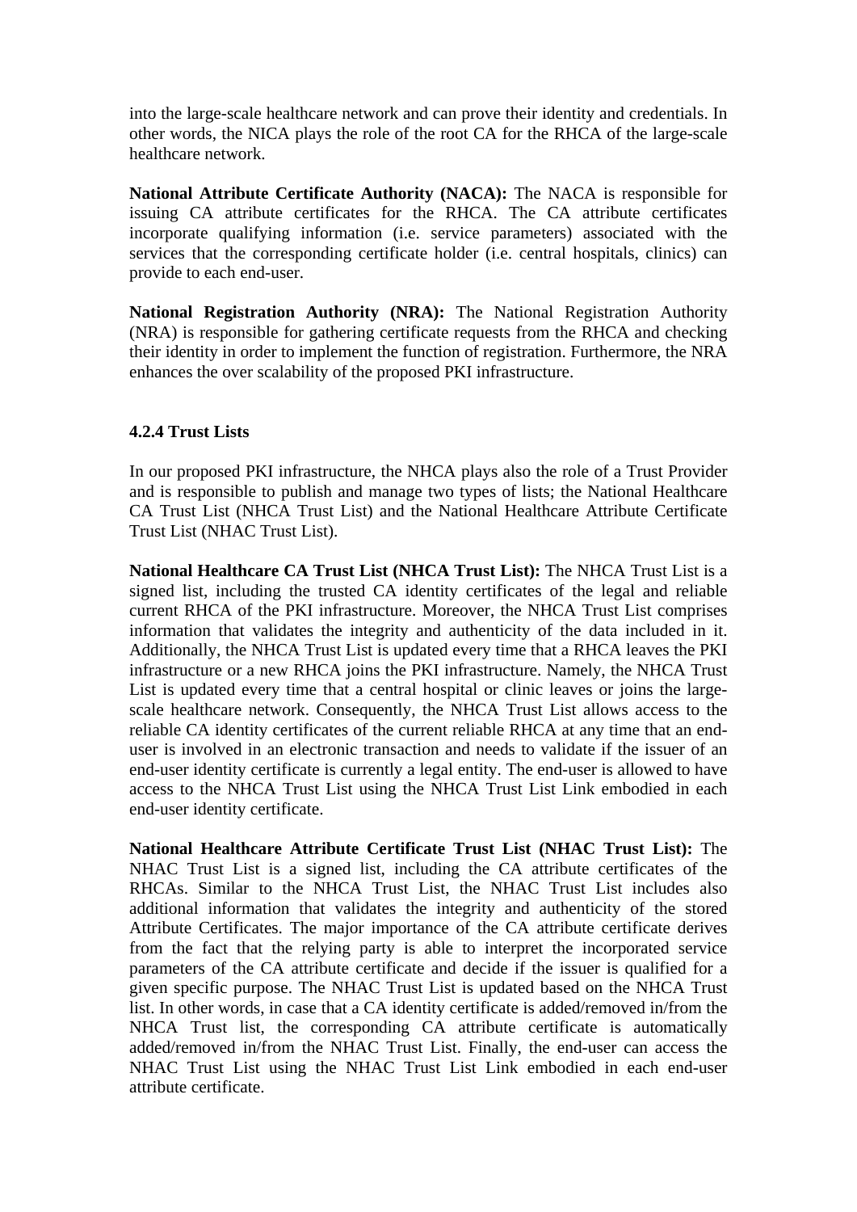into the large-scale healthcare network and can prove their identity and credentials. In other words, the NICA plays the role of the root CA for the RHCA of the large-scale healthcare network.

**National Attribute Certificate Authority (NACA):** The NACA is responsible for issuing CA attribute certificates for the RHCA. The CA attribute certificates incorporate qualifying information (i.e. service parameters) associated with the services that the corresponding certificate holder (i.e. central hospitals, clinics) can provide to each end-user.

**National Registration Authority (NRA):** The National Registration Authority (NRA) is responsible for gathering certificate requests from the RHCA and checking their identity in order to implement the function of registration. Furthermore, the NRA enhances the over scalability of the proposed PKI infrastructure.

### 4.2.4 Trust Lists

In our proposed PKI infrastructure, the NHCA plays also the role of a Trust Provider and is responsible to publish and manage two types of lists; the National Healthcare CA Trust List (NHCA Trust List) and the National Healthcare Attribute Certificate Trust List (NHAC Trust List).

**National Healthcare CA Trust List (NHCA Trust List):** The NHCA Trust List is a signed list, including the trusted CA identity certificates of the legal and reliable current RHCA of the PKI infrastructure. Moreover, the NHCA Trust List comprises information that validates the integrity and authenticity of the data included in it. Additionally, the NHCA Trust List is updated every time that a RHCA leaves the PKI infrastructure or a new RHCA joins the PKI infrastructure. Namely, the NHCA Trust List is updated every time that a central hospital or clinic leaves or joins the large-scale healthcare network. Consequently, the NHCA Trust List allows access to the reliable CA identity certificates of the current reliable RHCA at any time that an end-user is involved in an electronic transaction and needs to validate if the issuer of an end-user identity certificate is currently a legal entity. The end-user is allowed to have access to the NHCA Trust List using the NHCA Trust List Link embodied in each end-user identity certificate.

**National Healthcare Attribute Certificate Trust List (NHAC Trust List):** The NHAC Trust List is a signed list, including the CA attribute certificates of the RHCAs. Similar to the NHCA Trust List, the NHAC Trust List includes also additional information that validates the integrity and authenticity of the stored Attribute Certificates. The major importance of the CA attribute certificate derives from the fact that the relying party is able to interpret the incorporated service parameters of the CA attribute certificate and decide if the issuer is qualified for a given specific purpose. The NHAC Trust List is updated based on the NHCA Trust list. In other words, in case that a CA identity certificate is added/removed in/from the NHCA Trust list, the corresponding CA attribute certificate is automatically added/removed in/from the NHAC Trust List. Finally, the end-user can access the NHAC Trust List using the NHAC Trust List Link embodied in each end-user attribute certificate.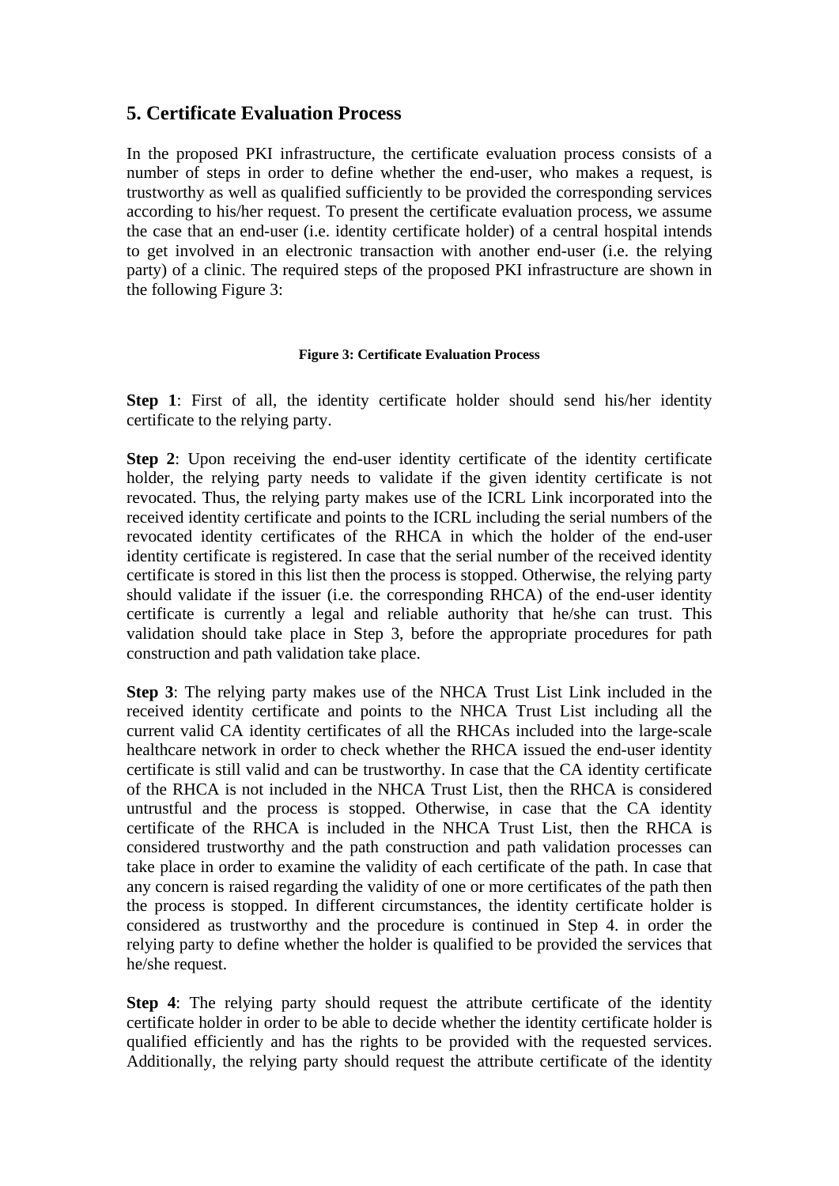## 5. Certificate Evaluation Process

In the proposed PKI infrastructure, the certificate evaluation process consists of a number of steps in order to define whether the end-user, who makes a request, is trustworthy as well as qualified sufficiently to be provided the corresponding services according to his/her request. To present the certificate evaluation process, we assume the case that an end-user (i.e. identity certificate holder) of a central hospital intends to get involved in an electronic transaction with another end-user (i.e. the relying party) of a clinic. The required steps of the proposed PKI infrastructure are shown in the following Figure 3:

**Figure 3: Certificate Evaluation Process**

**Step 1**: First of all, the identity certificate holder should send his/her identity certificate to the relying party.

**Step 2**: Upon receiving the end-user identity certificate of the identity certificate holder, the relying party needs to validate if the given identity certificate is not revocated. Thus, the relying party makes use of the ICRL Link incorporated into the received identity certificate and points to the ICRL including the serial numbers of the revocated identity certificates of the RHCA in which the holder of the end-user identity certificate is registered. In case that the serial number of the received identity certificate is stored in this list then the process is stopped. Otherwise, the relying party should validate if the issuer (i.e. the corresponding RHCA) of the end-user identity certificate is currently a legal and reliable authority that he/she can trust. This validation should take place in Step 3, before the appropriate procedures for path construction and path validation take place.

**Step 3**: The relying party makes use of the NHCA Trust List Link included in the received identity certificate and points to the NHCA Trust List including all the current valid CA identity certificates of all the RHCAs included into the large-scale healthcare network in order to check whether the RHCA issued the end-user identity certificate is still valid and can be trustworthy. In case that the CA identity certificate of the RHCA is not included in the NHCA Trust List, then the RHCA is considered untrustful and the process is stopped. Otherwise, in case that the CA identity certificate of the RHCA is included in the NHCA Trust List, then the RHCA is considered trustworthy and the path construction and path validation processes can take place in order to examine the validity of each certificate of the path. In case that any concern is raised regarding the validity of one or more certificates of the path then the process is stopped. In different circumstances, the identity certificate holder is considered as trustworthy and the procedure is continued in Step 4. in order the relying party to define whether the holder is qualified to be provided the services that he/she request.

**Step 4**: The relying party should request the attribute certificate of the identity certificate holder in order to be able to decide whether the identity certificate holder is qualified efficiently and has the rights to be provided with the requested services. Additionally, the relying party should request the attribute certificate of the identity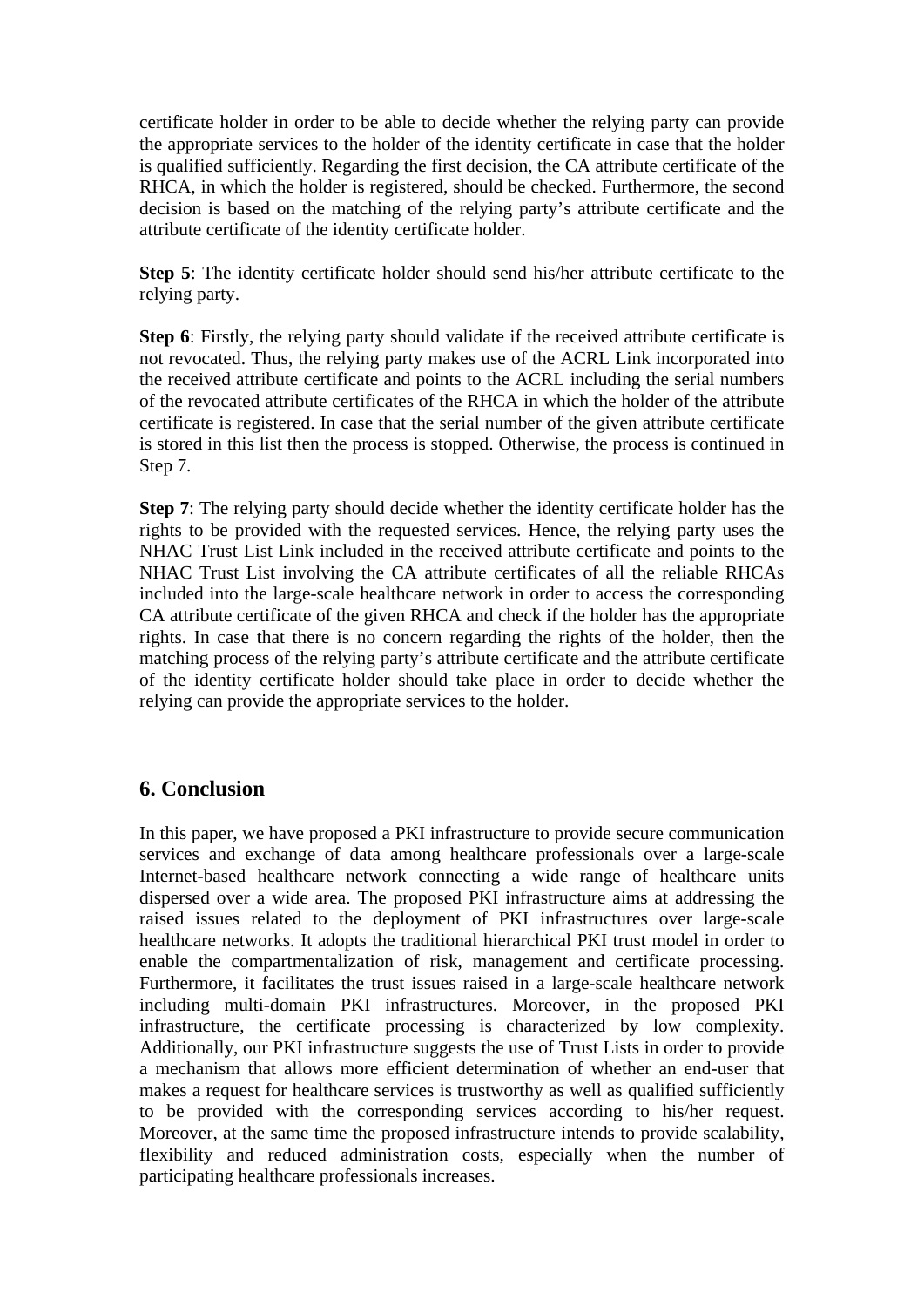certificate holder in order to be able to decide whether the relying party can provide the appropriate services to the holder of the identity certificate in case that the holder is qualified sufficiently. Regarding the first decision, the CA attribute certificate of the RHCA, in which the holder is registered, should be checked. Furthermore, the second decision is based on the matching of the relying party's attribute certificate and the attribute certificate of the identity certificate holder.

**Step 5**: The identity certificate holder should send his/her attribute certificate to the relying party.

**Step 6**: Firstly, the relying party should validate if the received attribute certificate is not revocated. Thus, the relying party makes use of the ACRL Link incorporated into the received attribute certificate and points to the ACRL including the serial numbers of the revocated attribute certificates of the RHCA in which the holder of the attribute certificate is registered. In case that the serial number of the given attribute certificate is stored in this list then the process is stopped. Otherwise, the process is continued in Step 7.

**Step 7**: The relying party should decide whether the identity certificate holder has the rights to be provided with the requested services. Hence, the relying party uses the NHAC Trust List Link included in the received attribute certificate and points to the NHAC Trust List involving the CA attribute certificates of all the reliable RHCAs included into the large-scale healthcare network in order to access the corresponding CA attribute certificate of the given RHCA and check if the holder has the appropriate rights. In case that there is no concern regarding the rights of the holder, then the matching process of the relying party's attribute certificate and the attribute certificate of the identity certificate holder should take place in order to decide whether the relying can provide the appropriate services to the holder.

## 6. Conclusion

In this paper, we have proposed a PKI infrastructure to provide secure communication services and exchange of data among healthcare professionals over a large-scale Internet-based healthcare network connecting a wide range of healthcare units dispersed over a wide area. The proposed PKI infrastructure aims at addressing the raised issues related to the deployment of PKI infrastructures over large-scale healthcare networks. It adopts the traditional hierarchical PKI trust model in order to enable the compartmentalization of risk, management and certificate processing. Furthermore, it facilitates the trust issues raised in a large-scale healthcare network including multi-domain PKI infrastructures. Moreover, in the proposed PKI infrastructure, the certificate processing is characterized by low complexity. Additionally, our PKI infrastructure suggests the use of Trust Lists in order to provide a mechanism that allows more efficient determination of whether an end-user that makes a request for healthcare services is trustworthy as well as qualified sufficiently to be provided with the corresponding services according to his/her request. Moreover, at the same time the proposed infrastructure intends to provide scalability, flexibility and reduced administration costs, especially when the number of participating healthcare professionals increases.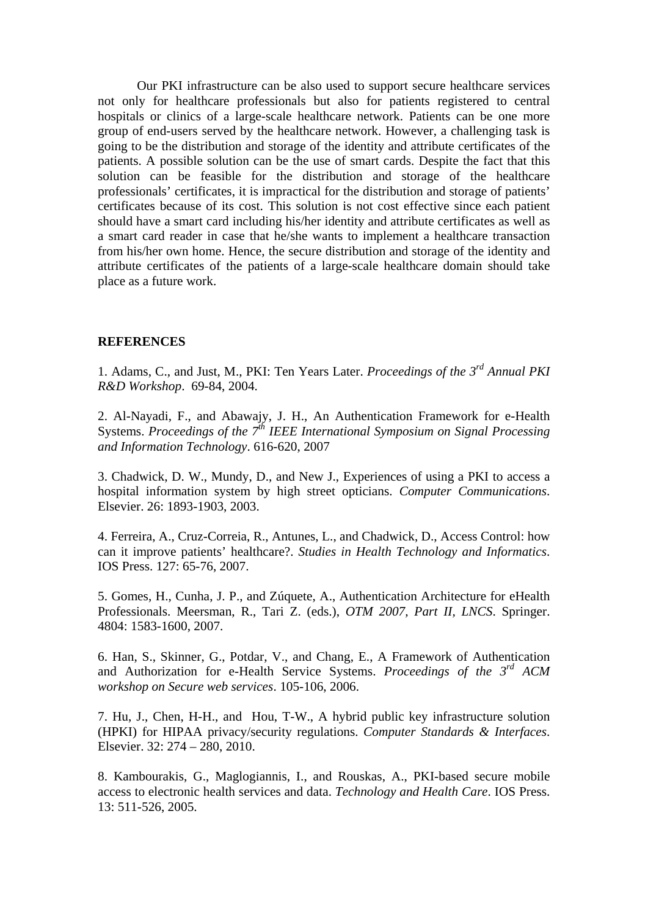Our PKI infrastructure can be also used to support secure healthcare services not only for healthcare professionals but also for patients registered to central hospitals or clinics of a large-scale healthcare network. Patients can be one more group of end-users served by the healthcare network. However, a challenging task is going to be the distribution and storage of the identity and attribute certificates of the patients. A possible solution can be the use of smart cards. Despite the fact that this solution can be feasible for the distribution and storage of the healthcare professionals' certificates, it is impractical for the distribution and storage of patients' certificates because of its cost. This solution is not cost effective since each patient should have a smart card including his/her identity and attribute certificates as well as a smart card reader in case that he/she wants to implement a healthcare transaction from his/her own home. Hence, the secure distribution and storage of the identity and attribute certificates of the patients of a large-scale healthcare domain should take place as a future work.

## REFERENCES

1. Adams, C., and Just, M., PKI: Ten Years Later. *Proceedings of the 3rd Annual PKI R&D Workshop*. 69-84, 2004.

2. Al-Nayadi, F., and Abawajy, J. H., An Authentication Framework for e-Health Systems. *Proceedings of the 7th IEEE International Symposium on Signal Processing and Information Technology*. 616-620, 2007

3. Chadwick, D. W., Mundy, D., and New J., Experiences of using a PKI to access a hospital information system by high street opticians. *Computer Communications*. Elsevier. 26: 1893-1903, 2003.

4. Ferreira, A., Cruz-Correia, R., Antunes, L., and Chadwick, D., Access Control: how can it improve patients' healthcare?. *Studies in Health Technology and Informatics*. IOS Press. 127: 65-76, 2007.

5. Gomes, H., Cunha, J. P., and Zúquete, A., Authentication Architecture for eHealth Professionals. Meersman, R., Tari Z. (eds.), *OTM 2007, Part II, LNCS*. Springer. 4804: 1583-1600, 2007.

6. Han, S., Skinner, G., Potdar, V., and Chang, E., A Framework of Authentication and Authorization for e-Health Service Systems. *Proceedings of the 3rd ACM workshop on Secure web services*. 105-106, 2006.

7. Hu, J., Chen, H-H., and Hou, T-W., A hybrid public key infrastructure solution (HPKI) for HIPAA privacy/security regulations. *Computer Standards & Interfaces*. Elsevier. 32: 274 – 280, 2010.

8. Kambourakis, G., Maglogiannis, I., and Rouskas, A., PKI-based secure mobile access to electronic health services and data. *Technology and Health Care*. IOS Press. 13: 511-526, 2005.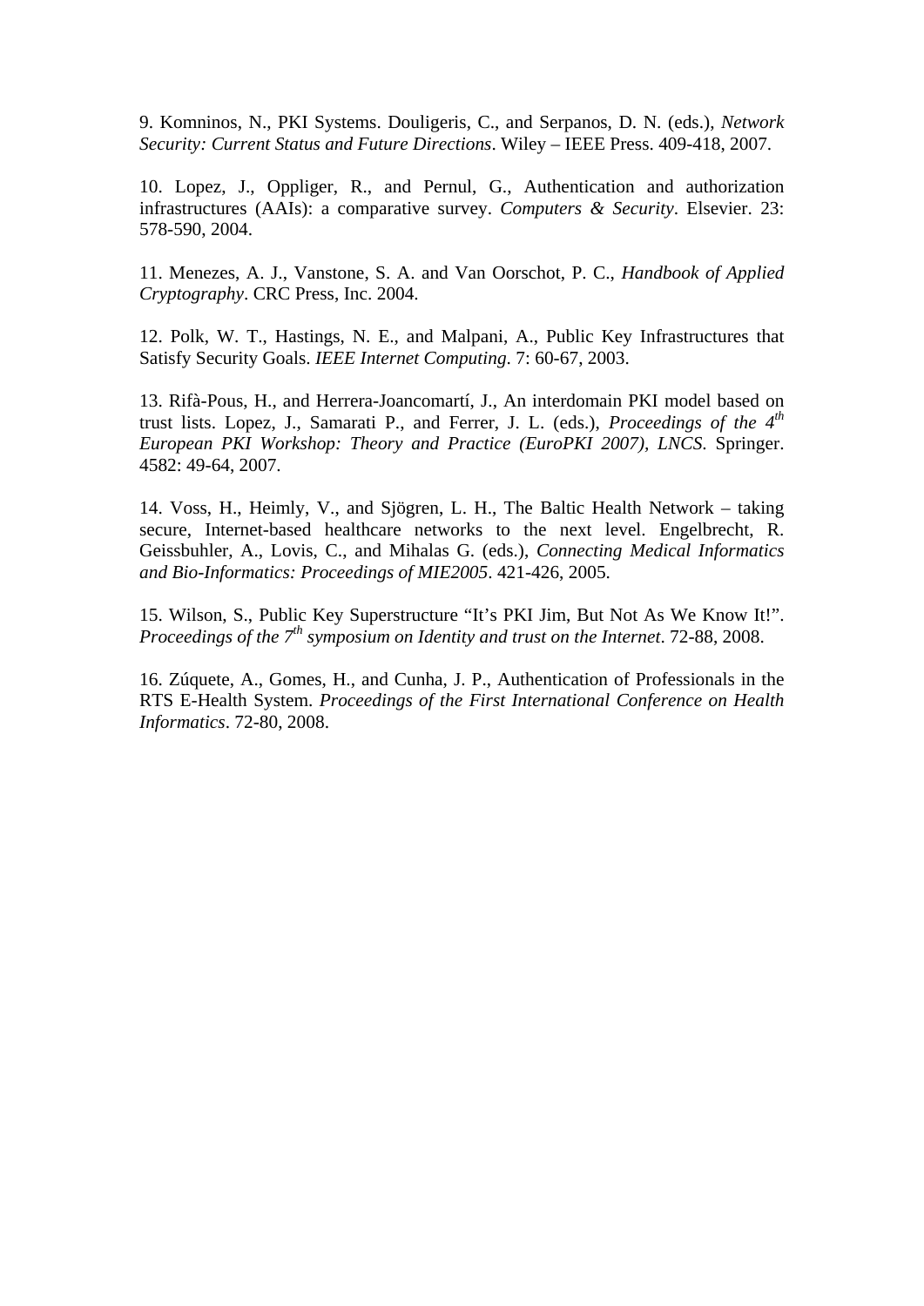9. Komninos, N., PKI Systems. Douligeris, C., and Serpanos, D. N. (eds.), *Network Security: Current Status and Future Directions*. Wiley – IEEE Press. 409-418, 2007.

10. Lopez, J., Oppliger, R., and Pernul, G., Authentication and authorization infrastructures (AAIs): a comparative survey. *Computers & Security*. Elsevier. 23: 578-590, 2004.

11. Menezes, A. J., Vanstone, S. A. and Van Oorschot, P. C., *Handbook of Applied Cryptography*. CRC Press, Inc. 2004.

12. Polk, W. T., Hastings, N. E., and Malpani, A., Public Key Infrastructures that Satisfy Security Goals. *IEEE Internet Computing*. 7: 60-67, 2003.

13. Rifà-Pous, H., and Herrera-Joancomartí, J., An interdomain PKI model based on trust lists. Lopez, J., Samarati P., and Ferrer, J. L. (eds.), *Proceedings of the 4th European PKI Workshop: Theory and Practice (EuroPKI 2007), LNCS*. Springer. 4582: 49-64, 2007.

14. Voss, H., Heimly, V., and Sjögren, L. H., The Baltic Health Network – taking secure, Internet-based healthcare networks to the next level. Engelbrecht, R. Geissbuhler, A., Lovis, C., and Mihalas G. (eds.), *Connecting Medical Informatics and Bio-Informatics: Proceedings of MIE2005*. 421-426, 2005.

15. Wilson, S., Public Key Superstructure "It's PKI Jim, But Not As We Know It!". *Proceedings of the 7th symposium on Identity and trust on the Internet*. 72-88, 2008.

16. Zúquete, A., Gomes, H., and Cunha, J. P., Authentication of Professionals in the RTS E-Health System. *Proceedings of the First International Conference on Health Informatics*. 72-80, 2008.